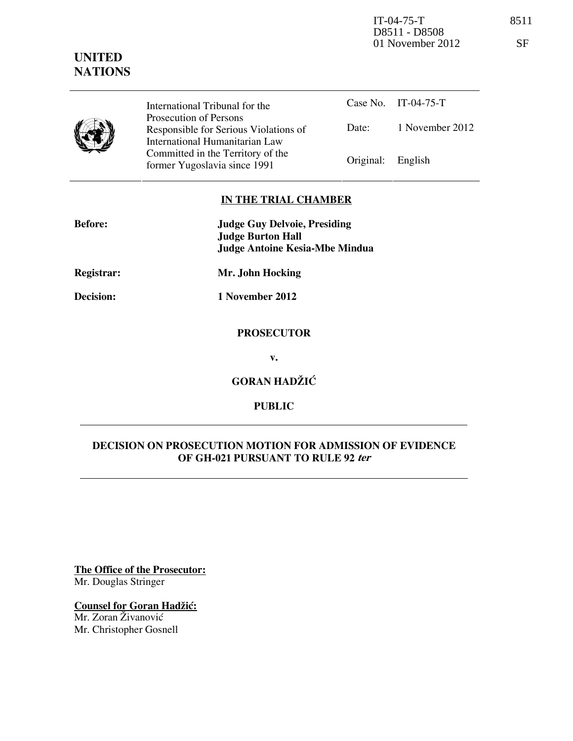IT-04-75-T 8511
D8511 - D8508
01 November 2012 SF

**UNITED NATIONS**

| International Tribunal for the Prosecution of Persons Responsible for Serious Violations of International Humanitarian Law Committed in the Territory of the former Yugoslavia since 1991 | Case No. | IT-04-75-T |
|---|---|---|
| | Date: | 1 November 2012 |
| | Original: | English |

**IN THE TRIAL CHAMBER**

**Before:** **Judge Guy Delvoie, Presiding**
**Judge Burton Hall**
**Judge Antoine Kesia-Mbe Mindua**

**Registrar:** **Mr. John Hocking**

**Decision:** **1 November 2012**

**PROSECUTOR**

**v.**

**GORAN HADŽIĆ**

**PUBLIC**

**DECISION ON PROSECUTION MOTION FOR ADMISSION OF EVIDENCE OF GH-021 PURSUANT TO RULE 92 *ter***

**The Office of the Prosecutor:**
Mr. Douglas Stringer

**Counsel for Goran Hadžić:**
Mr. Zoran Živanović
Mr. Christopher Gosnell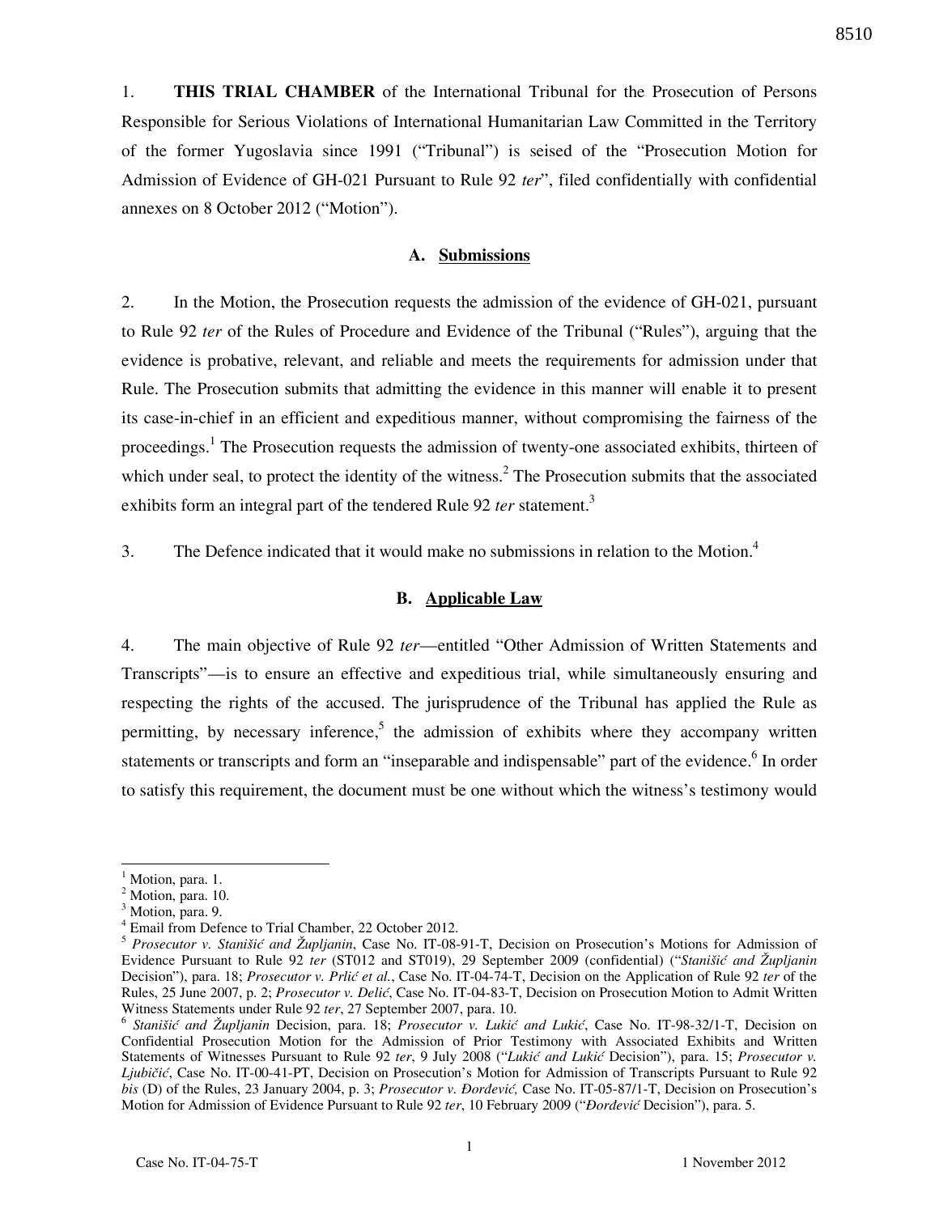1. **THIS TRIAL CHAMBER** of the International Tribunal for the Prosecution of Persons Responsible for Serious Violations of International Humanitarian Law Committed in the Territory of the former Yugoslavia since 1991 ("Tribunal") is seised of the "Prosecution Motion for Admission of Evidence of GH-021 Pursuant to Rule 92 *ter*", filed confidentially with confidential annexes on 8 October 2012 ("Motion").

## A. Submissions

2. In the Motion, the Prosecution requests the admission of the evidence of GH-021, pursuant to Rule 92 *ter* of the Rules of Procedure and Evidence of the Tribunal ("Rules"), arguing that the evidence is probative, relevant, and reliable and meets the requirements for admission under that Rule. The Prosecution submits that admitting the evidence in this manner will enable it to present its case-in-chief in an efficient and expeditious manner, without compromising the fairness of the proceedings.[1] The Prosecution requests the admission of twenty-one associated exhibits, thirteen of which under seal, to protect the identity of the witness.[2] The Prosecution submits that the associated exhibits form an integral part of the tendered Rule 92 *ter* statement.[3]

3. The Defence indicated that it would make no submissions in relation to the Motion.[4]

## B. Applicable Law

4. The main objective of Rule 92 *ter*—entitled "Other Admission of Written Statements and Transcripts"—is to ensure an effective and expeditious trial, while simultaneously ensuring and respecting the rights of the accused. The jurisprudence of the Tribunal has applied the Rule as permitting, by necessary inference,[5] the admission of exhibits where they accompany written statements or transcripts and form an "inseparable and indispensable" part of the evidence.[6] In order to satisfy this requirement, the document must be one without which the witness's testimony would

---

[1] Motion, para. 1.

[2] Motion, para. 10.

[3] Motion, para. 9.

[4] Email from Defence to Trial Chamber, 22 October 2012.

[5] *Prosecutor v. Stanišić and Župljanin*, Case No. IT-08-91-T, Decision on Prosecution's Motions for Admission of Evidence Pursuant to Rule 92 *ter* (ST012 and ST019), 29 September 2009 (confidential) ("*Stanišić and Župljanin* Decision"), para. 18; *Prosecutor v. Prlić et al.*, Case No. IT-04-74-T, Decision on the Application of Rule 92 *ter* of the Rules, 25 June 2007, p. 2; *Prosecutor v. Delić*, Case No. IT-04-83-T, Decision on Prosecution Motion to Admit Written Witness Statements under Rule 92 *ter*, 27 September 2007, para. 10.

[6] *Stanišić and Župljanin* Decision, para. 18; *Prosecutor v. Lukić and Lukić*, Case No. IT-98-32/1-T, Decision on Confidential Prosecution Motion for the Admission of Prior Testimony with Associated Exhibits and Written Statements of Witnesses Pursuant to Rule 92 *ter*, 9 July 2008 ("*Lukić and Lukić* Decision"), para. 15; *Prosecutor v. Ljubičić*, Case No. IT-00-41-PT, Decision on Prosecution's Motion for Admission of Transcripts Pursuant to Rule 92 *bis* (D) of the Rules, 23 January 2004, p. 3; *Prosecutor v. Đorđević,* Case No. IT-05-87/1-T, Decision on Prosecution's Motion for Admission of Evidence Pursuant to Rule 92 *ter*, 10 February 2009 ("*Đorđević* Decision"), para. 5.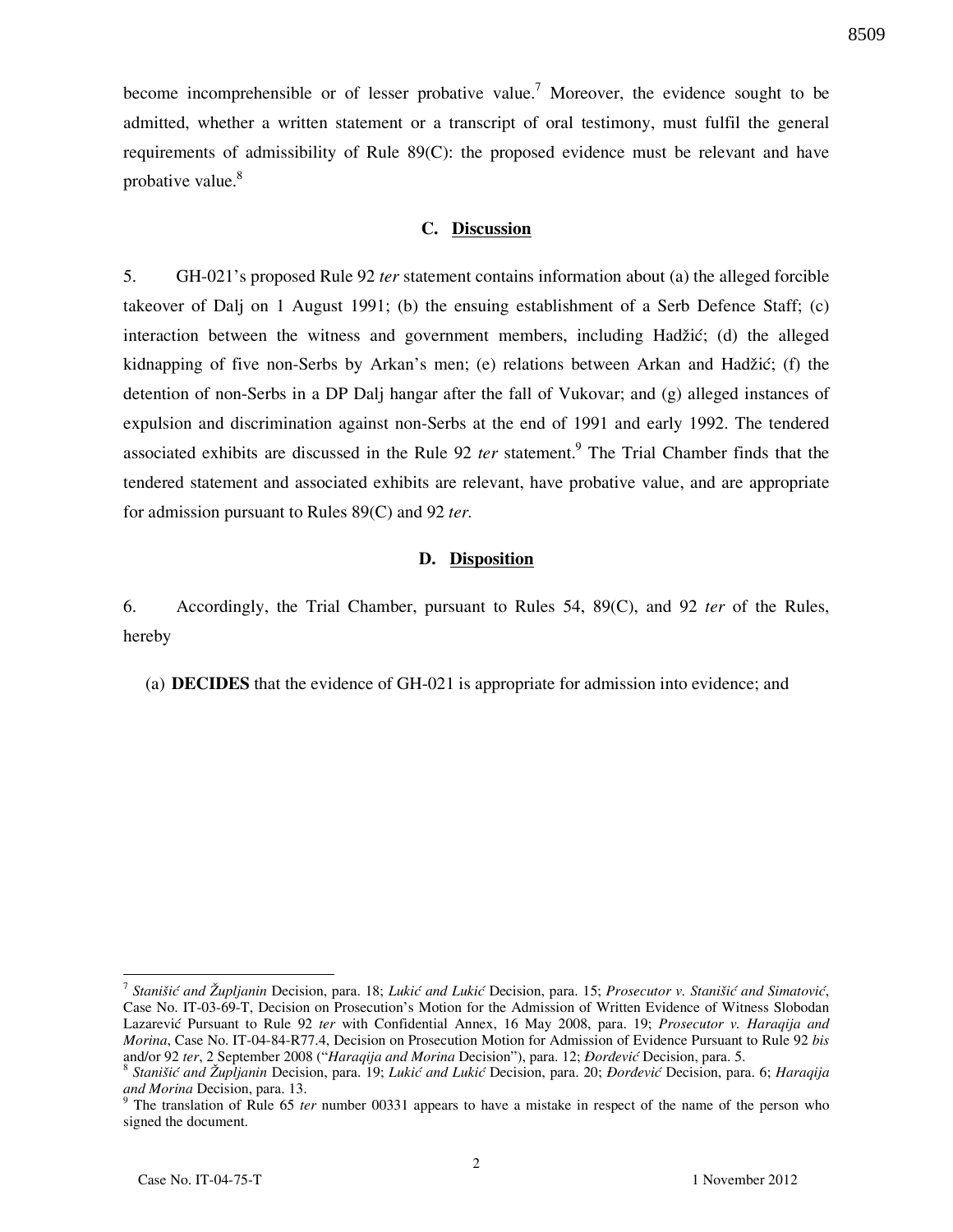become incomprehensible or of lesser probative value.[7] Moreover, the evidence sought to be admitted, whether a written statement or a transcript of oral testimony, must fulfil the general requirements of admissibility of Rule 89(C): the proposed evidence must be relevant and have probative value.[8]

### C. Discussion

5. GH-021's proposed Rule 92 *ter* statement contains information about (a) the alleged forcible takeover of Dalj on 1 August 1991; (b) the ensuing establishment of a Serb Defence Staff; (c) interaction between the witness and government members, including Hadžić; (d) the alleged kidnapping of five non-Serbs by Arkan's men; (e) relations between Arkan and Hadžić; (f) the detention of non-Serbs in a DP Dalj hangar after the fall of Vukovar; and (g) alleged instances of expulsion and discrimination against non-Serbs at the end of 1991 and early 1992. The tendered associated exhibits are discussed in the Rule 92 *ter* statement.[9] The Trial Chamber finds that the tendered statement and associated exhibits are relevant, have probative value, and are appropriate for admission pursuant to Rules 89(C) and 92 *ter*.

### D. Disposition

6. Accordingly, the Trial Chamber, pursuant to Rules 54, 89(C), and 92 *ter* of the Rules, hereby

(a) **DECIDES** that the evidence of GH-021 is appropriate for admission into evidence; and

---

[7] *Stanišić and Župljanin* Decision, para. 18; *Lukić and Lukić* Decision, para. 15; *Prosecutor v. Stanišić and Simatović*, Case No. IT-03-69-T, Decision on Prosecution's Motion for the Admission of Written Evidence of Witness Slobodan Lazarević Pursuant to Rule 92 *ter* with Confidential Annex, 16 May 2008, para. 19; *Prosecutor v. Haraqija and Morina*, Case No. IT-04-84-R77.4, Decision on Prosecution Motion for Admission of Evidence Pursuant to Rule 92 *bis* and/or 92 *ter*, 2 September 2008 ("*Haraqija and Morina* Decision"), para. 12; *Đorđević* Decision, para. 5.

[8] *Stanišić and Župljanin* Decision, para. 19; *Lukić and Lukić* Decision, para. 20; *Đorđević* Decision, para. 6; *Haraqija and Morina* Decision, para. 13.

[9] The translation of Rule 65 *ter* number 00331 appears to have a mistake in respect of the name of the person who signed the document.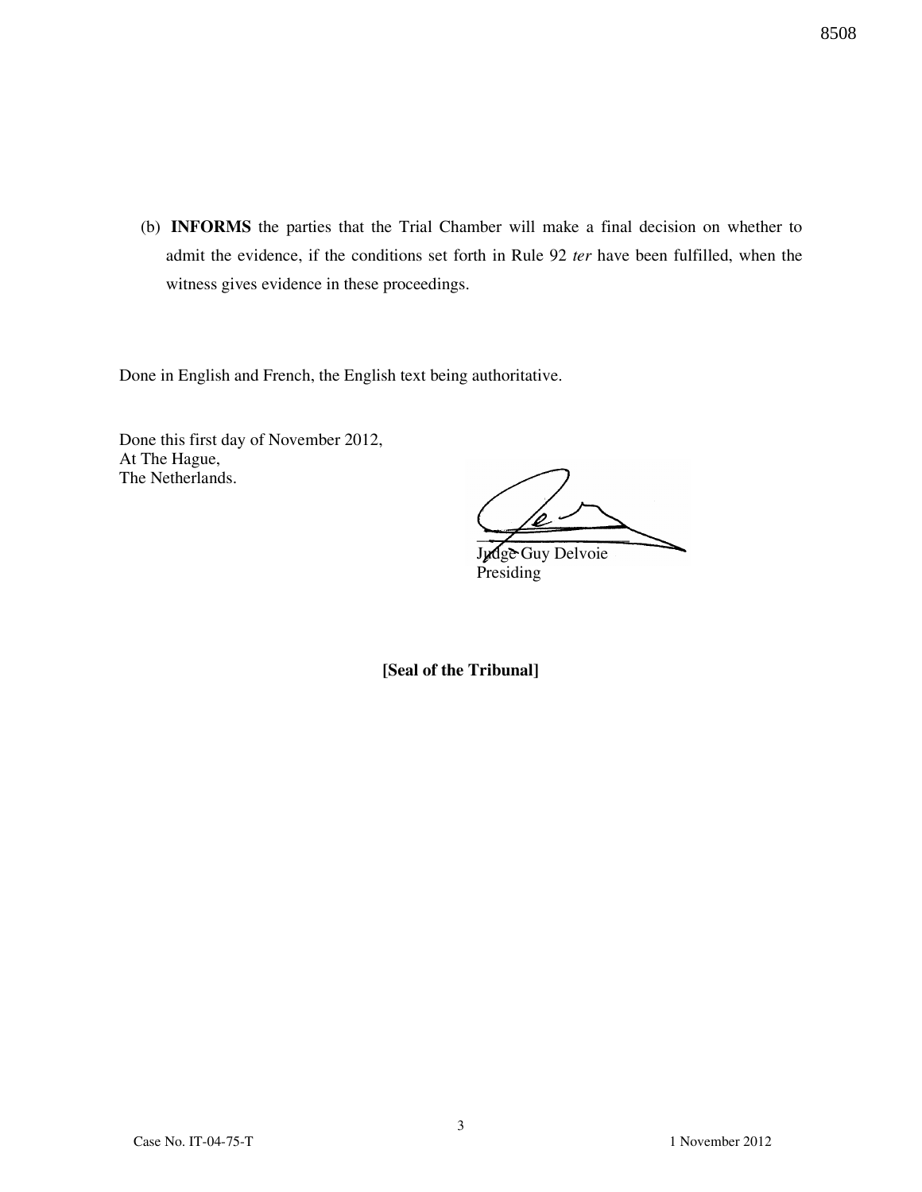(b) **INFORMS** the parties that the Trial Chamber will make a final decision on whether to admit the evidence, if the conditions set forth in Rule 92 *ter* have been fulfilled, when the witness gives evidence in these proceedings.

Done in English and French, the English text being authoritative.

Done this first day of November 2012,
At The Hague,
The Netherlands.

Judge Guy Delvoie
Presiding

**[Seal of the Tribunal]**